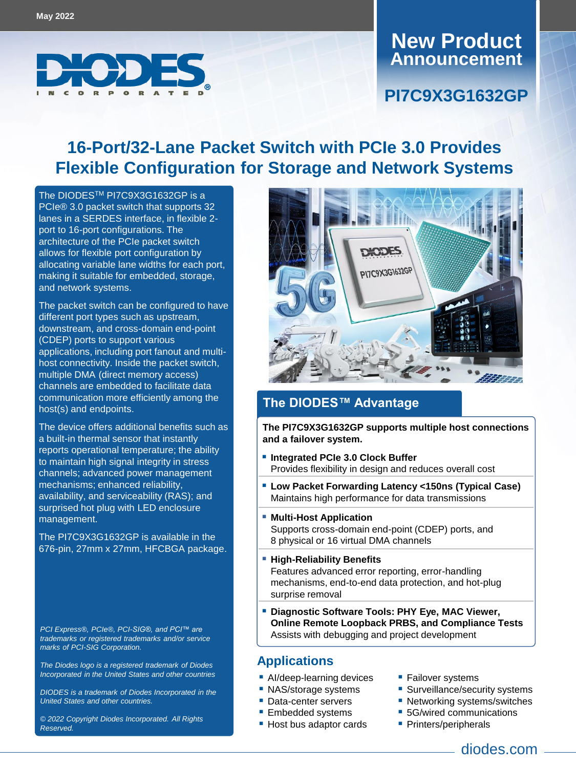May 2022

# New Product Announcement

## PI7C9X3G1632GP

# 16-Port/32-Lane Packet Switch with PCIe 3.0 Provides Flexible Configuration for Storage and Network Systems

The DIODES™ PI7C9X3G1632GP is a PCIe® 3.0 packet switch that supports 32 lanes in a SERDES interface, in flexible 2-port to 16-port configurations. The architecture of the PCIe packet switch allows for flexible port configuration by allocating variable lane widths for each port, making it suitable for embedded, storage, and network systems.

The packet switch can be configured to have different port types such as upstream, downstream, and cross-domain end-point (CDEP) ports to support various applications, including port fanout and multi-host connectivity. Inside the packet switch, multiple DMA (direct memory access) channels are embedded to facilitate data communication more efficiently among the host(s) and endpoints.

The device offers additional benefits such as a built-in thermal sensor that instantly reports operational temperature; the ability to maintain high signal integrity in stress channels; advanced power management mechanisms; enhanced reliability, availability, and serviceability (RAS); and surprised hot plug with LED enclosure management.

The PI7C9X3G1632GP is available in the 676-pin, 27mm x 27mm, HFCBGA package.

*PCI Express®, PCIe®, PCI-SIG®, and PCI™ are trademarks or registered trademarks and/or service marks of PCI-SIG Corporation.*

*The Diodes logo is a registered trademark of Diodes Incorporated in the United States and other countries*

*DIODES is a trademark of Diodes Incorporated in the United States and other countries.*

*© 2022 Copyright Diodes Incorporated. All Rights Reserved.*

## The DIODES™ Advantage

**The PI7C9X3G1632GP supports multiple host connections and a failover system.**

- **Integrated PCIe 3.0 Clock Buffer**
  Provides flexibility in design and reduces overall cost
- **Low Packet Forwarding Latency <150ns (Typical Case)**
  Maintains high performance for data transmissions
- **Multi-Host Application**
  Supports cross-domain end-point (CDEP) ports, and 8 physical or 16 virtual DMA channels
- **High-Reliability Benefits**
  Features advanced error reporting, error-handling mechanisms, end-to-end data protection, and hot-plug surprise removal
- **Diagnostic Software Tools: PHY Eye, MAC Viewer, Online Remote Loopback PRBS, and Compliance Tests**
  Assists with debugging and project development

## Applications

- AI/deep-learning devices
- NAS/storage systems
- Data-center servers
- Embedded systems
- Host bus adaptor cards
- Failover systems
- Surveillance/security systems
- Networking systems/switches
- 5G/wired communications
- Printers/peripherals

diodes.com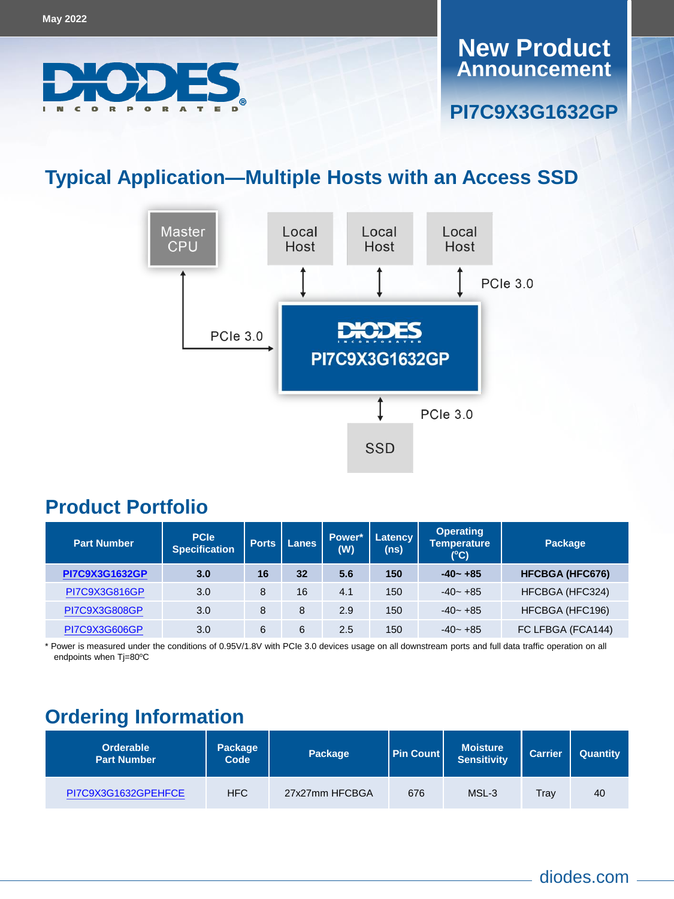May 2022

# New Product Announcement

## PI7C9X3G1632GP

## Typical Application—Multiple Hosts with an Access SSD

Master CPU

Local Host

Local Host

Local Host

PCIe 3.0

PCIe 3.0

DIODES INCORPORATED

PI7C9X3G1632GP

PCIe 3.0

SSD

## Product Portfolio

| Part Number | PCIe Specification | Ports | Lanes | Power* (W) | Latency (ns) | Operating Temperature (ºC) | Package |
|---|---|---|---|---|---|---|---|
| **PI7C9X3G1632GP** | **3.0** | **16** | **32** | **5.6** | **150** | **-40~ +85** | **HFCBGA (HFC676)** |
| PI7C9X3G816GP | 3.0 | 8 | 16 | 4.1 | 150 | -40~ +85 | HFCBGA (HFC324) |
| PI7C9X3G808GP | 3.0 | 8 | 8 | 2.9 | 150 | -40~ +85 | HFCBGA (HFC196) |
| PI7C9X3G606GP | 3.0 | 6 | 6 | 2.5 | 150 | -40~ +85 | FC LFBGA (FCA144) |

* Power is measured under the conditions of 0.95V/1.8V with PCIe 3.0 devices usage on all downstream ports and full data traffic operation on all endpoints when Tj=80ºC

## Ordering Information

| Orderable Part Number | Package Code | Package | Pin Count | Moisture Sensitivity | Carrier | Quantity |
|---|---|---|---|---|---|---|
| PI7C9X3G1632GPEHFCE | HFC | 27x27mm HFCBGA | 676 | MSL-3 | Tray | 40 |

diodes.com